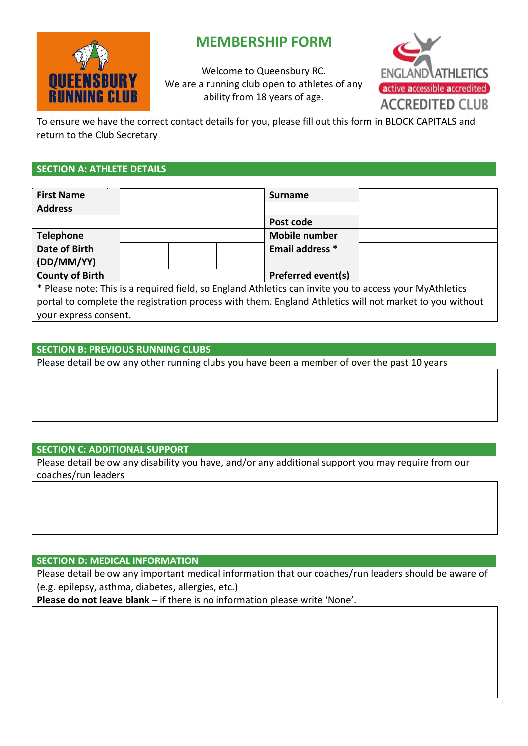# MEMBERSHIP FORM

Welcome to Queensbury RC.
We are a running club open to athletes of any ability from 18 years of age.

To ensure we have the correct contact details for you, please fill out this form in BLOCK CAPITALS and return to the Club Secretary

## SECTION A: ATHLETE DETAILS

| | | | | | |
|---|---|---|---|---|---|
| **First Name** | | | | **Surname** | |
| **Address** | | | | | |
| | | | | **Post code** | |
| **Telephone** | | | | **Mobile number** | |
| **Date of Birth (DD/MM/YY)** | | | | **Email address *** | |
| **County of Birth** | | | | **Preferred event(s)** | |

* Please note: This is a required field, so England Athletics can invite you to access your MyAthletics portal to complete the registration process with them. England Athletics will not market to you without your express consent.

## SECTION B: PREVIOUS RUNNING CLUBS

Please detail below any other running clubs you have been a member of over the past 10 years

## SECTION C: ADDITIONAL SUPPORT

Please detail below any disability you have, and/or any additional support you may require from our coaches/run leaders

## SECTION D: MEDICAL INFORMATION

Please detail below any important medical information that our coaches/run leaders should be aware of (e.g. epilepsy, asthma, diabetes, allergies, etc.)

**Please do not leave blank** – if there is no information please write 'None'.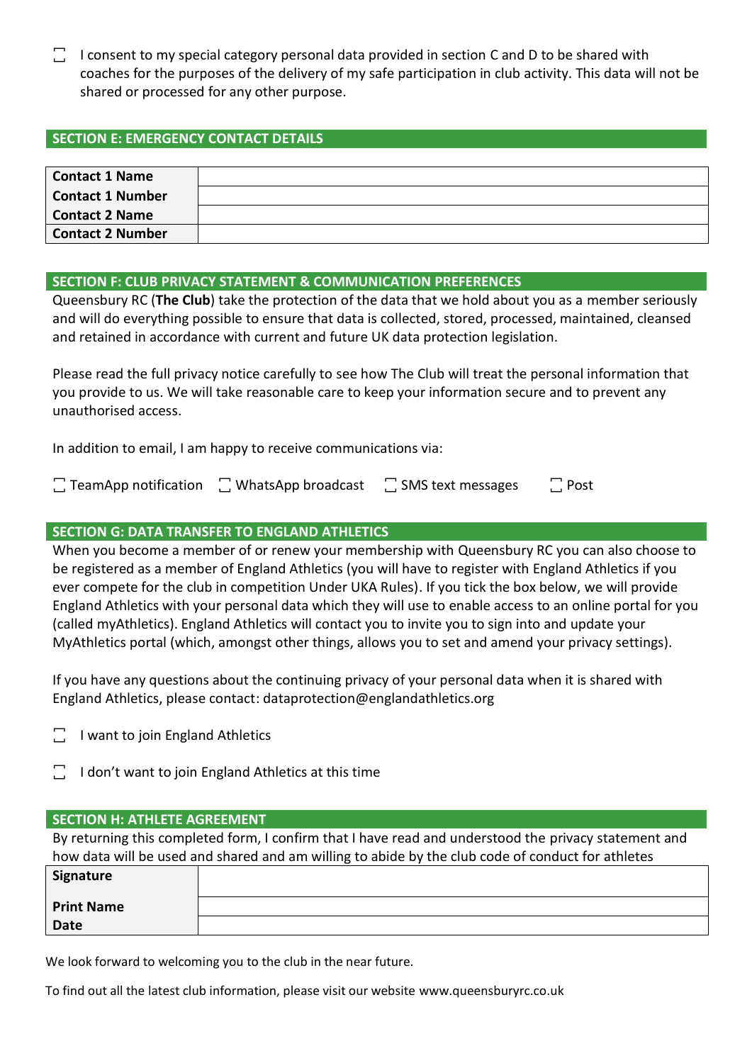☐ I consent to my special category personal data provided in section C and D to be shared with coaches for the purposes of the delivery of my safe participation in club activity. This data will not be shared or processed for any other purpose.

## SECTION E: EMERGENCY CONTACT DETAILS

| | |
|---|---|
| **Contact 1 Name** | |
| **Contact 1 Number** | |
| **Contact 2 Name** | |
| **Contact 2 Number** | |

## SECTION F: CLUB PRIVACY STATEMENT & COMMUNICATION PREFERENCES

Queensbury RC (**The Club**) take the protection of the data that we hold about you as a member seriously and will do everything possible to ensure that data is collected, stored, processed, maintained, cleansed and retained in accordance with current and future UK data protection legislation.

Please read the full privacy notice carefully to see how The Club will treat the personal information that you provide to us. We will take reasonable care to keep your information secure and to prevent any unauthorised access.

In addition to email, I am happy to receive communications via:

☐ TeamApp notification ☐ WhatsApp broadcast ☐ SMS text messages ☐ Post

## SECTION G: DATA TRANSFER TO ENGLAND ATHLETICS

When you become a member of or renew your membership with Queensbury RC you can also choose to be registered as a member of England Athletics (you will have to register with England Athletics if you ever compete for the club in competition Under UKA Rules). If you tick the box below, we will provide England Athletics with your personal data which they will use to enable access to an online portal for you (called myAthletics). England Athletics will contact you to invite you to sign into and update your MyAthletics portal (which, amongst other things, allows you to set and amend your privacy settings).

If you have any questions about the continuing privacy of your personal data when it is shared with England Athletics, please contact: dataprotection@englandathletics.org

☐ I want to join England Athletics

☐ I don't want to join England Athletics at this time

## SECTION H: ATHLETE AGREEMENT

By returning this completed form, I confirm that I have read and understood the privacy statement and how data will be used and shared and am willing to abide by the club code of conduct for athletes

| | |
|---|---|
| **Signature** | |
| **Print Name** | |
| **Date** | |

We look forward to welcoming you to the club in the near future.

To find out all the latest club information, please visit our website www.queensburyrc.co.uk